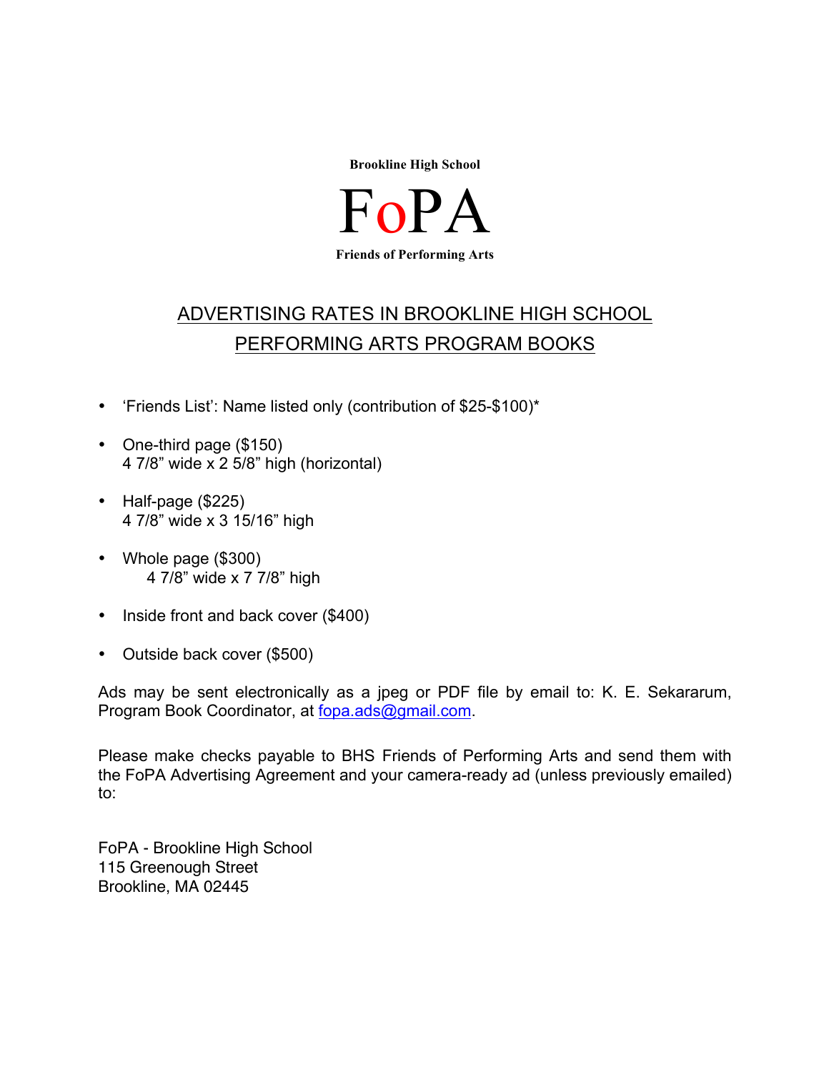**Brookline High School**

# FoPA

**Friends of Performing Arts**

## ADVERTISING RATES IN BROOKLINE HIGH SCHOOL PERFORMING ARTS PROGRAM BOOKS

- 'Friends List': Name listed only (contribution of $25-$100)*
- One-third page ($150)
  4 7/8" wide x 2 5/8" high (horizontal)
- Half-page ($225)
  4 7/8" wide x 3 15/16" high
- Whole page ($300)
  4 7/8" wide x 7 7/8" high
- Inside front and back cover ($400)
- Outside back cover ($500)

Ads may be sent electronically as a jpeg or PDF file by email to: K. E. Sekararum, Program Book Coordinator, at fopa.ads@gmail.com.

Please make checks payable to BHS Friends of Performing Arts and send them with the FoPA Advertising Agreement and your camera-ready ad (unless previously emailed) to:

FoPA - Brookline High School
115 Greenough Street
Brookline, MA 02445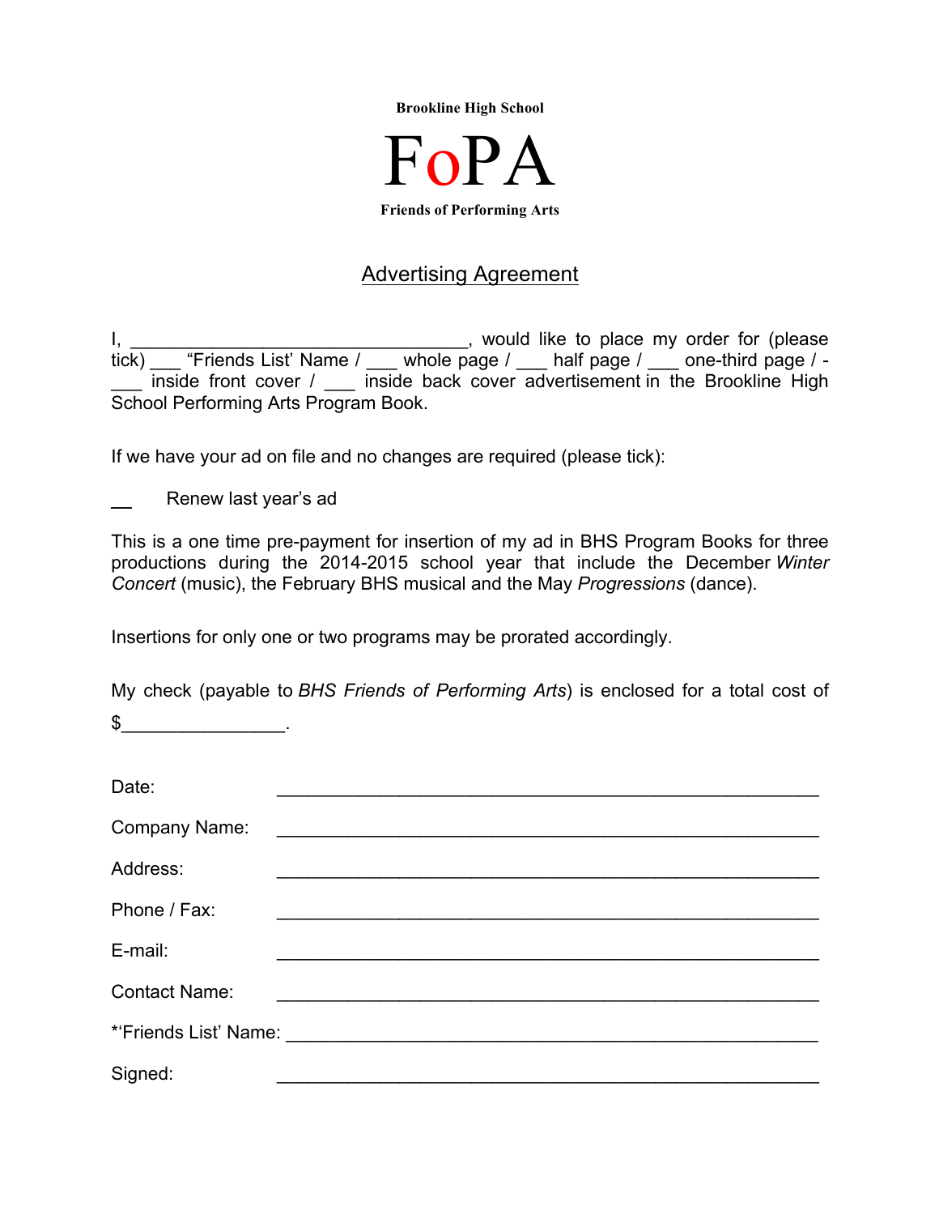**Brookline High School**

# FoPA

**Friends of Performing Arts**

## Advertising Agreement

I, _________________________________, would like to place my order for (please tick) ___ "Friends List' Name / ___ whole page / ___ half page / ___ one-third page / - ___ inside front cover / ___ inside back cover advertisement in the Brookline High School Performing Arts Program Book.

If we have your ad on file and no changes are required (please tick):

__ Renew last year's ad

This is a one time pre-payment for insertion of my ad in BHS Program Books for three productions during the 2014-2015 school year that include the December *Winter Concert* (music), the February BHS musical and the May *Progressions* (dance).

Insertions for only one or two programs may be prorated accordingly.

My check (payable to *BHS Friends of Performing Arts*) is enclosed for a total cost of $________________.

Date: ____________________________________________________

Company Name: ____________________________________________________

Address: ____________________________________________________

Phone / Fax: ____________________________________________________

E-mail: ____________________________________________________

Contact Name: ____________________________________________________

*'Friends List' Name: ____________________________________________________

Signed: ____________________________________________________